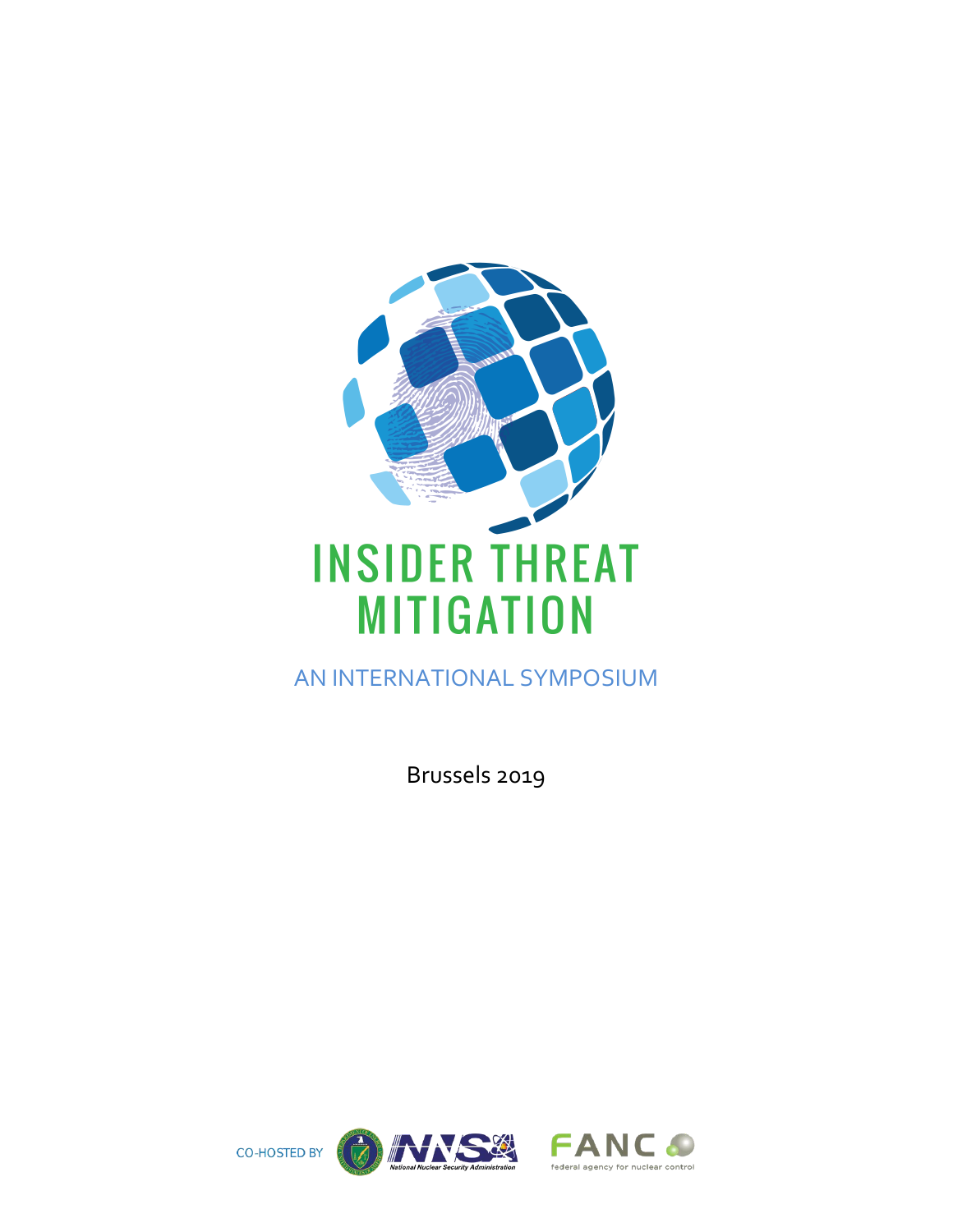# INSIDER THREAT MITIGATION

## AN INTERNATIONAL SYMPOSIUM

Brussels 2019

CO-HOSTED BY

National Nuclear Security Administration

FANC federal agency for nuclear control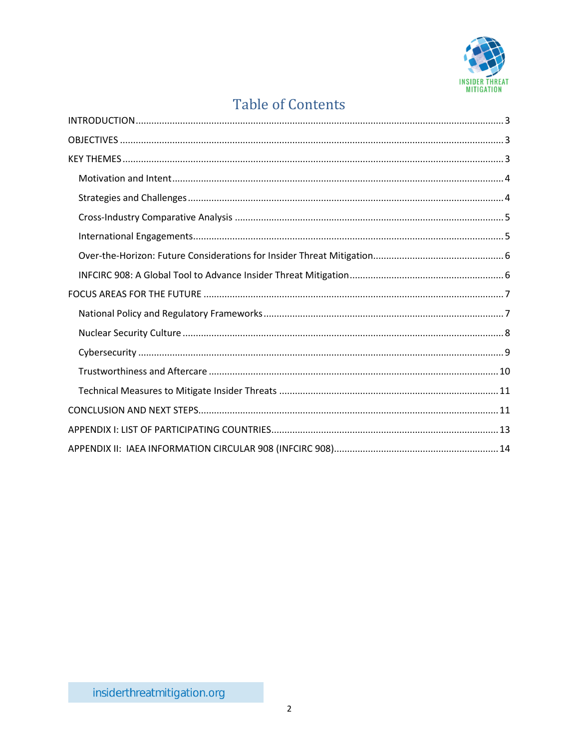# Table of Contents

INTRODUCTION ........................................................................................................................ 3

OBJECTIVES ............................................................................................................................ 3

KEY THEMES ............................................................................................................................ 3

- Motivation and Intent ........................................................................................................ 4
- Strategies and Challenges ................................................................................................. 4
- Cross-Industry Comparative Analysis ................................................................................ 5
- International Engagements ................................................................................................ 5
- Over-the-Horizon: Future Considerations for Insider Threat Mitigation ............................ 6
- INFCIRC 908: A Global Tool to Advance Insider Threat Mitigation .................................... 6

FOCUS AREAS FOR THE FUTURE ............................................................................................ 7

- National Policy and Regulatory Frameworks ..................................................................... 7
- Nuclear Security Culture .................................................................................................... 8
- Cybersecurity ..................................................................................................................... 9
- Trustworthiness and Aftercare ......................................................................................... 10
- Technical Measures to Mitigate Insider Threats .............................................................. 11

CONCLUSION AND NEXT STEPS ............................................................................................ 11

APPENDIX I: LIST OF PARTICIPATING COUNTRIES ................................................................. 13

APPENDIX II: IAEA INFORMATION CIRCULAR 908 (INFCIRC 908) ......................................... 14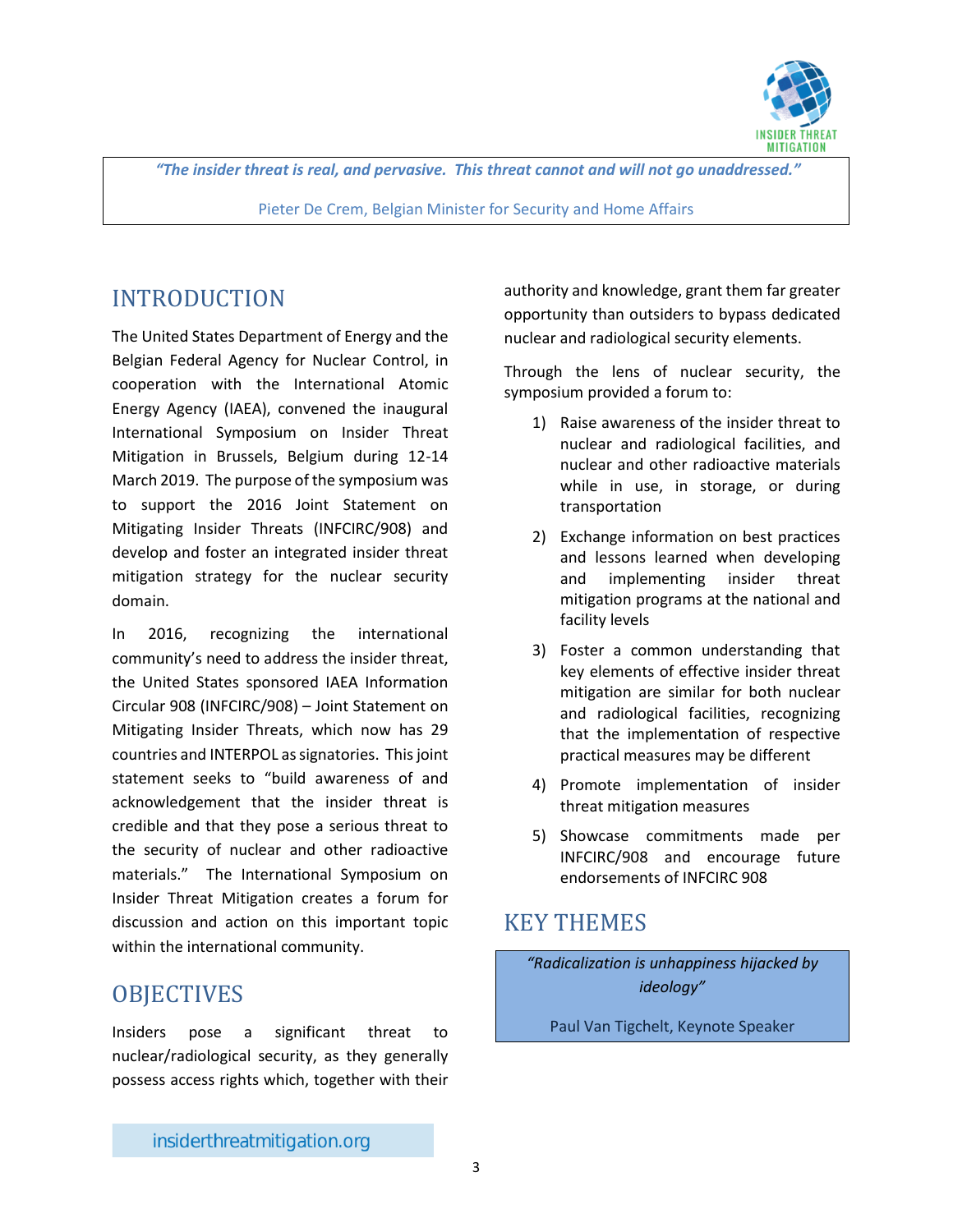*"The insider threat is real, and pervasive. This threat cannot and will not go unaddressed."*

Pieter De Crem, Belgian Minister for Security and Home Affairs

## INTRODUCTION

The United States Department of Energy and the Belgian Federal Agency for Nuclear Control, in cooperation with the International Atomic Energy Agency (IAEA), convened the inaugural International Symposium on Insider Threat Mitigation in Brussels, Belgium during 12-14 March 2019. The purpose of the symposium was to support the 2016 Joint Statement on Mitigating Insider Threats (INFCIRC/908) and develop and foster an integrated insider threat mitigation strategy for the nuclear security domain.

In 2016, recognizing the international community's need to address the insider threat, the United States sponsored IAEA Information Circular 908 (INFCIRC/908) – Joint Statement on Mitigating Insider Threats, which now has 29 countries and INTERPOL as signatories. This joint statement seeks to "build awareness of and acknowledgement that the insider threat is credible and that they pose a serious threat to the security of nuclear and other radioactive materials." The International Symposium on Insider Threat Mitigation creates a forum for discussion and action on this important topic within the international community.

## OBJECTIVES

Insiders pose a significant threat to nuclear/radiological security, as they generally possess access rights which, together with their authority and knowledge, grant them far greater opportunity than outsiders to bypass dedicated nuclear and radiological security elements.

Through the lens of nuclear security, the symposium provided a forum to:

1) Raise awareness of the insider threat to nuclear and radiological facilities, and nuclear and other radioactive materials while in use, in storage, or during transportation
2) Exchange information on best practices and lessons learned when developing and implementing insider threat mitigation programs at the national and facility levels
3) Foster a common understanding that key elements of effective insider threat mitigation are similar for both nuclear and radiological facilities, recognizing that the implementation of respective practical measures may be different
4) Promote implementation of insider threat mitigation measures
5) Showcase commitments made per INFCIRC/908 and encourage future endorsements of INFCIRC 908

## KEY THEMES

*"Radicalization is unhappiness hijacked by ideology"*

Paul Van Tigchelt, Keynote Speaker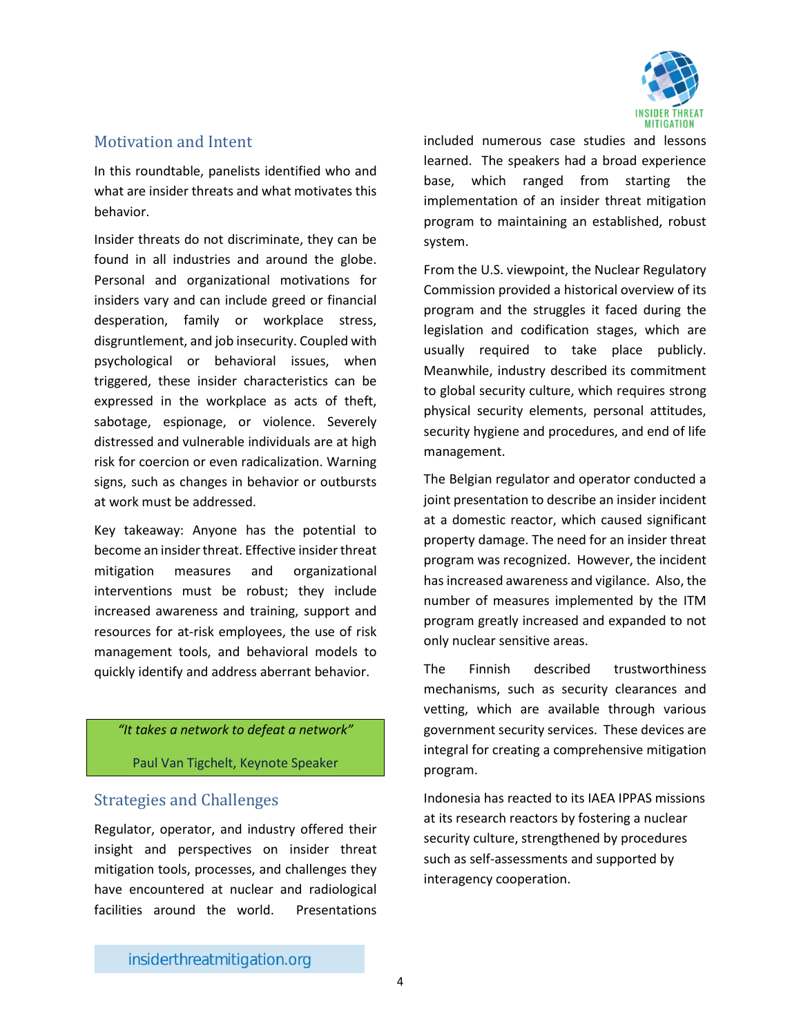## Motivation and Intent

In this roundtable, panelists identified who and what are insider threats and what motivates this behavior.

Insider threats do not discriminate, they can be found in all industries and around the globe. Personal and organizational motivations for insiders vary and can include greed or financial desperation, family or workplace stress, disgruntlement, and job insecurity. Coupled with psychological or behavioral issues, when triggered, these insider characteristics can be expressed in the workplace as acts of theft, sabotage, espionage, or violence. Severely distressed and vulnerable individuals are at high risk for coercion or even radicalization. Warning signs, such as changes in behavior or outbursts at work must be addressed.

Key takeaway: Anyone has the potential to become an insider threat. Effective insider threat mitigation measures and organizational interventions must be robust; they include increased awareness and training, support and resources for at-risk employees, the use of risk management tools, and behavioral models to quickly identify and address aberrant behavior.

> *"It takes a network to defeat a network"*
>
> Paul Van Tigchelt, Keynote Speaker

## Strategies and Challenges

Regulator, operator, and industry offered their insight and perspectives on insider threat mitigation tools, processes, and challenges they have encountered at nuclear and radiological facilities around the world. Presentations included numerous case studies and lessons learned. The speakers had a broad experience base, which ranged from starting the implementation of an insider threat mitigation program to maintaining an established, robust system.

From the U.S. viewpoint, the Nuclear Regulatory Commission provided a historical overview of its program and the struggles it faced during the legislation and codification stages, which are usually required to take place publicly. Meanwhile, industry described its commitment to global security culture, which requires strong physical security elements, personal attitudes, security hygiene and procedures, and end of life management.

The Belgian regulator and operator conducted a joint presentation to describe an insider incident at a domestic reactor, which caused significant property damage. The need for an insider threat program was recognized. However, the incident has increased awareness and vigilance. Also, the number of measures implemented by the ITM program greatly increased and expanded to not only nuclear sensitive areas.

The Finnish described trustworthiness mechanisms, such as security clearances and vetting, which are available through various government security services. These devices are integral for creating a comprehensive mitigation program.

Indonesia has reacted to its IAEA IPPAS missions at its research reactors by fostering a nuclear security culture, strengthened by procedures such as self-assessments and supported by interagency cooperation.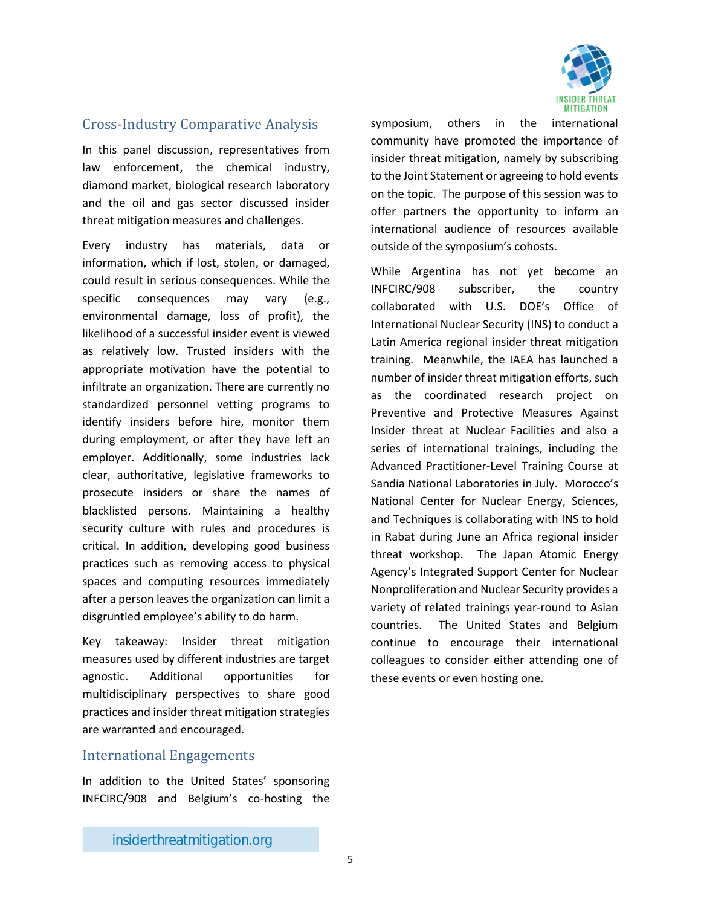## Cross-Industry Comparative Analysis

In this panel discussion, representatives from law enforcement, the chemical industry, diamond market, biological research laboratory and the oil and gas sector discussed insider threat mitigation measures and challenges.

Every industry has materials, data or information, which if lost, stolen, or damaged, could result in serious consequences. While the specific consequences may vary (e.g., environmental damage, loss of profit), the likelihood of a successful insider event is viewed as relatively low. Trusted insiders with the appropriate motivation have the potential to infiltrate an organization. There are currently no standardized personnel vetting programs to identify insiders before hire, monitor them during employment, or after they have left an employer. Additionally, some industries lack clear, authoritative, legislative frameworks to prosecute insiders or share the names of blacklisted persons. Maintaining a healthy security culture with rules and procedures is critical. In addition, developing good business practices such as removing access to physical spaces and computing resources immediately after a person leaves the organization can limit a disgruntled employee's ability to do harm.

Key takeaway: Insider threat mitigation measures used by different industries are target agnostic. Additional opportunities for multidisciplinary perspectives to share good practices and insider threat mitigation strategies are warranted and encouraged.

## International Engagements

In addition to the United States' sponsoring INFCIRC/908 and Belgium's co-hosting the symposium, others in the international community have promoted the importance of insider threat mitigation, namely by subscribing to the Joint Statement or agreeing to hold events on the topic. The purpose of this session was to offer partners the opportunity to inform an international audience of resources available outside of the symposium's cohosts.

While Argentina has not yet become an INFCIRC/908 subscriber, the country collaborated with U.S. DOE's Office of International Nuclear Security (INS) to conduct a Latin America regional insider threat mitigation training. Meanwhile, the IAEA has launched a number of insider threat mitigation efforts, such as the coordinated research project on Preventive and Protective Measures Against Insider threat at Nuclear Facilities and also a series of international trainings, including the Advanced Practitioner-Level Training Course at Sandia National Laboratories in July. Morocco's National Center for Nuclear Energy, Sciences, and Techniques is collaborating with INS to hold in Rabat during June an Africa regional insider threat workshop. The Japan Atomic Energy Agency's Integrated Support Center for Nuclear Nonproliferation and Nuclear Security provides a variety of related trainings year-round to Asian countries. The United States and Belgium continue to encourage their international colleagues to consider either attending one of these events or even hosting one.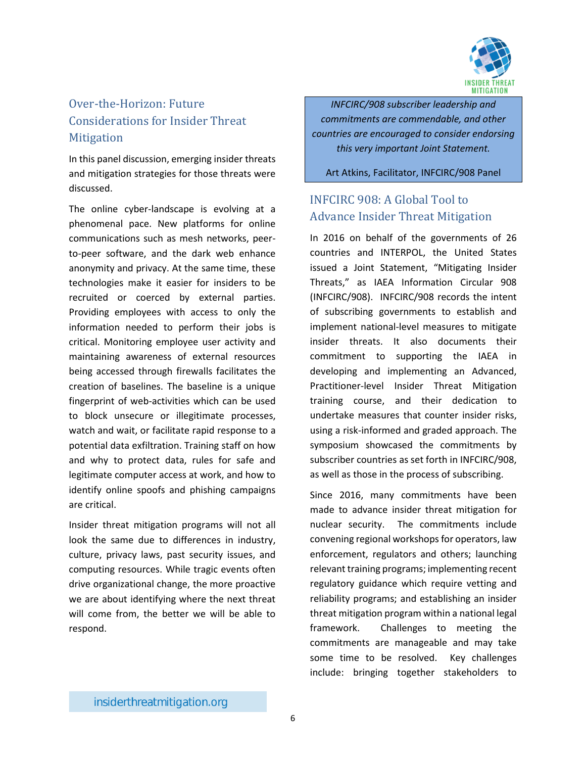## Over-the-Horizon: Future Considerations for Insider Threat Mitigation

In this panel discussion, emerging insider threats and mitigation strategies for those threats were discussed.

The online cyber-landscape is evolving at a phenomenal pace. New platforms for online communications such as mesh networks, peer-to-peer software, and the dark web enhance anonymity and privacy. At the same time, these technologies make it easier for insiders to be recruited or coerced by external parties. Providing employees with access to only the information needed to perform their jobs is critical. Monitoring employee user activity and maintaining awareness of external resources being accessed through firewalls facilitates the creation of baselines. The baseline is a unique fingerprint of web-activities which can be used to block unsecure or illegitimate processes, watch and wait, or facilitate rapid response to a potential data exfiltration. Training staff on how and why to protect data, rules for safe and legitimate computer access at work, and how to identify online spoofs and phishing campaigns are critical.

Insider threat mitigation programs will not all look the same due to differences in industry, culture, privacy laws, past security issues, and computing resources. While tragic events often drive organizational change, the more proactive we are about identifying where the next threat will come from, the better we will be able to respond.

> *INFCIRC/908 subscriber leadership and commitments are commendable, and other countries are encouraged to consider endorsing this very important Joint Statement.*
>
> Art Atkins, Facilitator, INFCIRC/908 Panel

## INFCIRC 908: A Global Tool to Advance Insider Threat Mitigation

In 2016 on behalf of the governments of 26 countries and INTERPOL, the United States issued a Joint Statement, "Mitigating Insider Threats," as IAEA Information Circular 908 (INFCIRC/908). INFCIRC/908 records the intent of subscribing governments to establish and implement national-level measures to mitigate insider threats. It also documents their commitment to supporting the IAEA in developing and implementing an Advanced, Practitioner-level Insider Threat Mitigation training course, and their dedication to undertake measures that counter insider risks, using a risk-informed and graded approach. The symposium showcased the commitments by subscriber countries as set forth in INFCIRC/908, as well as those in the process of subscribing.

Since 2016, many commitments have been made to advance insider threat mitigation for nuclear security. The commitments include convening regional workshops for operators, law enforcement, regulators and others; launching relevant training programs; implementing recent regulatory guidance which require vetting and reliability programs; and establishing an insider threat mitigation program within a national legal framework. Challenges to meeting the commitments are manageable and may take some time to be resolved. Key challenges include: bringing together stakeholders to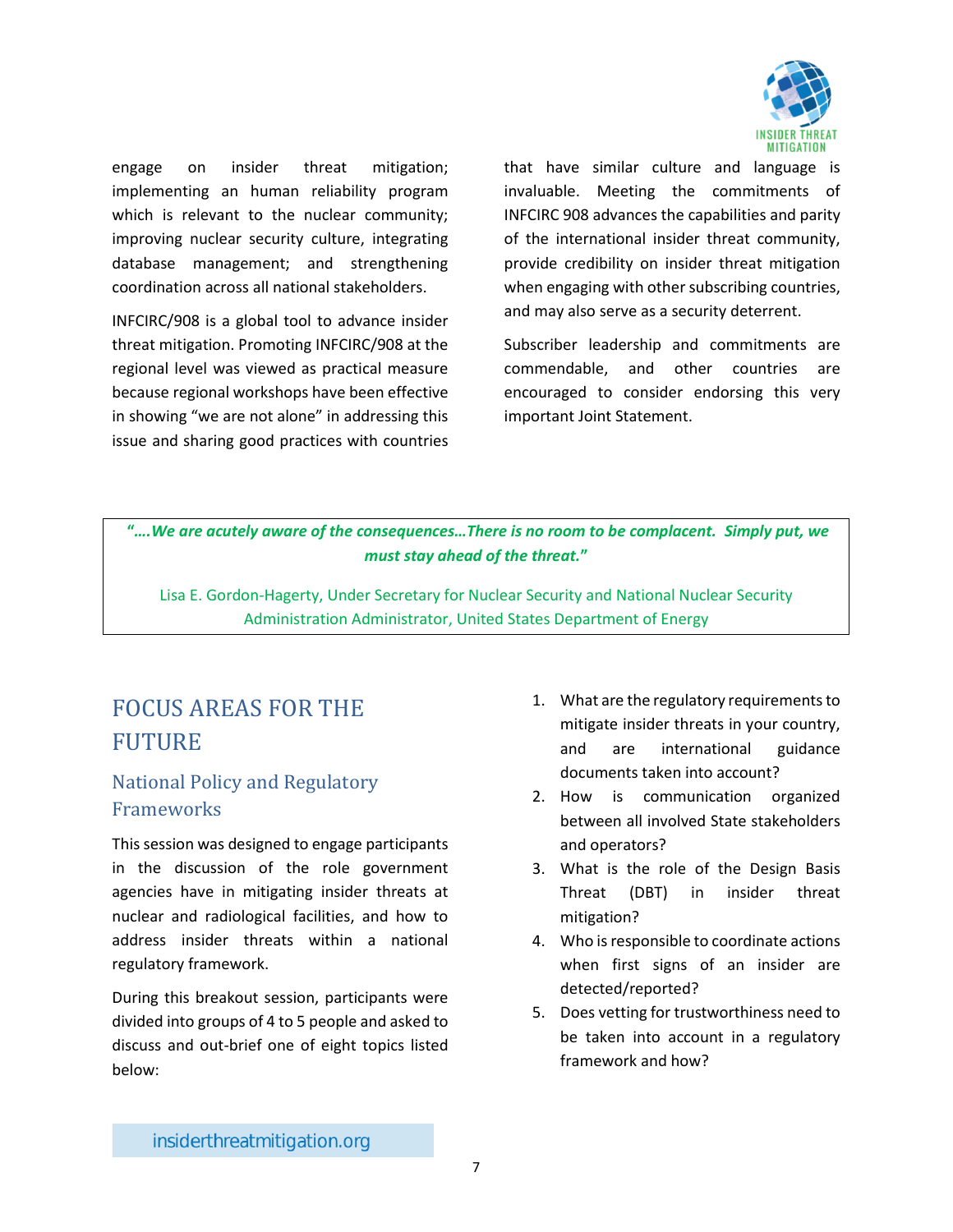engage on insider threat mitigation; implementing an human reliability program which is relevant to the nuclear community; improving nuclear security culture, integrating database management; and strengthening coordination across all national stakeholders.

INFCIRC/908 is a global tool to advance insider threat mitigation. Promoting INFCIRC/908 at the regional level was viewed as practical measure because regional workshops have been effective in showing "we are not alone" in addressing this issue and sharing good practices with countries that have similar culture and language is invaluable. Meeting the commitments of INFCIRC 908 advances the capabilities and parity of the international insider threat community, provide credibility on insider threat mitigation when engaging with other subscribing countries, and may also serve as a security deterrent.

Subscriber leadership and commitments are commendable, and other countries are encouraged to consider endorsing this very important Joint Statement.

> ***"….We are acutely aware of the consequences…There is no room to be complacent. Simply put, we must stay ahead of the threat."***
>
> Lisa E. Gordon-Hagerty, Under Secretary for Nuclear Security and National Nuclear Security Administration Administrator, United States Department of Energy

# FOCUS AREAS FOR THE FUTURE

## National Policy and Regulatory Frameworks

This session was designed to engage participants in the discussion of the role government agencies have in mitigating insider threats at nuclear and radiological facilities, and how to address insider threats within a national regulatory framework.

During this breakout session, participants were divided into groups of 4 to 5 people and asked to discuss and out-brief one of eight topics listed below:

1. What are the regulatory requirements to mitigate insider threats in your country, and are international guidance documents taken into account?
2. How is communication organized between all involved State stakeholders and operators?
3. What is the role of the Design Basis Threat (DBT) in insider threat mitigation?
4. Who is responsible to coordinate actions when first signs of an insider are detected/reported?
5. Does vetting for trustworthiness need to be taken into account in a regulatory framework and how?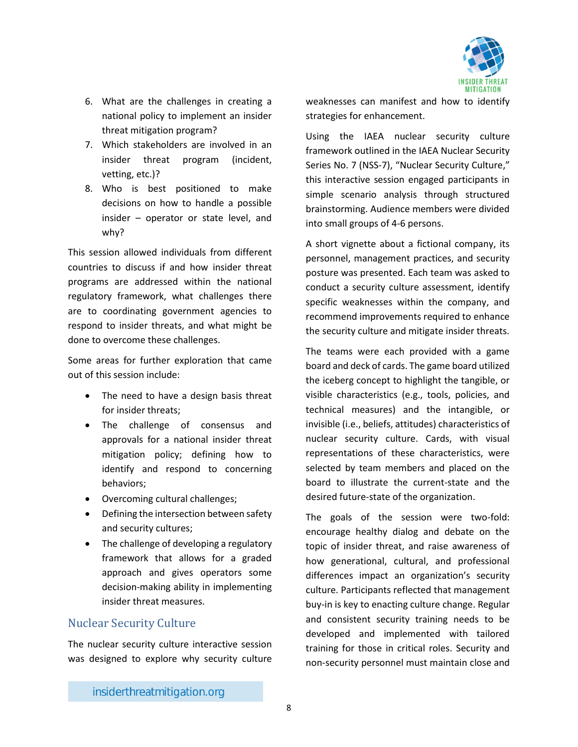6. What are the challenges in creating a national policy to implement an insider threat mitigation program?
7. Which stakeholders are involved in an insider threat program (incident, vetting, etc.)?
8. Who is best positioned to make decisions on how to handle a possible insider – operator or state level, and why?

This session allowed individuals from different countries to discuss if and how insider threat programs are addressed within the national regulatory framework, what challenges there are to coordinating government agencies to respond to insider threats, and what might be done to overcome these challenges.

Some areas for further exploration that came out of this session include:

- The need to have a design basis threat for insider threats;
- The challenge of consensus and approvals for a national insider threat mitigation policy; defining how to identify and respond to concerning behaviors;
- Overcoming cultural challenges;
- Defining the intersection between safety and security cultures;
- The challenge of developing a regulatory framework that allows for a graded approach and gives operators some decision-making ability in implementing insider threat measures.

## Nuclear Security Culture

The nuclear security culture interactive session was designed to explore why security culture weaknesses can manifest and how to identify strategies for enhancement.

Using the IAEA nuclear security culture framework outlined in the IAEA Nuclear Security Series No. 7 (NSS-7), "Nuclear Security Culture," this interactive session engaged participants in simple scenario analysis through structured brainstorming. Audience members were divided into small groups of 4-6 persons.

A short vignette about a fictional company, its personnel, management practices, and security posture was presented. Each team was asked to conduct a security culture assessment, identify specific weaknesses within the company, and recommend improvements required to enhance the security culture and mitigate insider threats.

The teams were each provided with a game board and deck of cards. The game board utilized the iceberg concept to highlight the tangible, or visible characteristics (e.g., tools, policies, and technical measures) and the intangible, or invisible (i.e., beliefs, attitudes) characteristics of nuclear security culture. Cards, with visual representations of these characteristics, were selected by team members and placed on the board to illustrate the current-state and the desired future-state of the organization.

The goals of the session were two-fold: encourage healthy dialog and debate on the topic of insider threat, and raise awareness of how generational, cultural, and professional differences impact an organization's security culture. Participants reflected that management buy-in is key to enacting culture change. Regular and consistent security training needs to be developed and implemented with tailored training for those in critical roles. Security and non-security personnel must maintain close and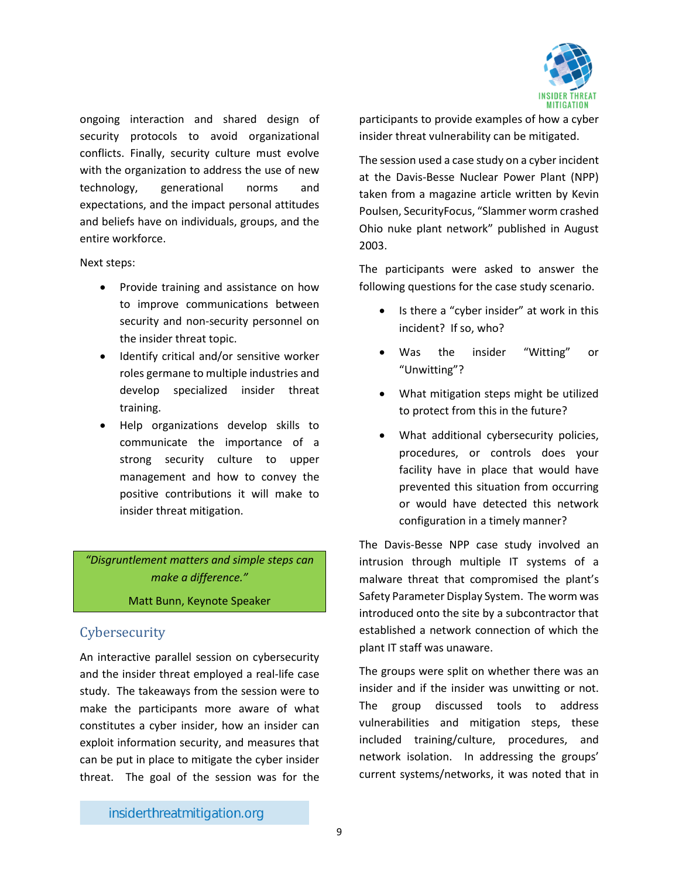ongoing interaction and shared design of security protocols to avoid organizational conflicts. Finally, security culture must evolve with the organization to address the use of new technology, generational norms and expectations, and the impact personal attitudes and beliefs have on individuals, groups, and the entire workforce.

Next steps:

- Provide training and assistance on how to improve communications between security and non-security personnel on the insider threat topic.
- Identify critical and/or sensitive worker roles germane to multiple industries and develop specialized insider threat training.
- Help organizations develop skills to communicate the importance of a strong security culture to upper management and how to convey the positive contributions it will make to insider threat mitigation.

> *"Disgruntlement matters and simple steps can make a difference."*
>
> Matt Bunn, Keynote Speaker

## Cybersecurity

An interactive parallel session on cybersecurity and the insider threat employed a real-life case study. The takeaways from the session were to make the participants more aware of what constitutes a cyber insider, how an insider can exploit information security, and measures that can be put in place to mitigate the cyber insider threat. The goal of the session was for the participants to provide examples of how a cyber insider threat vulnerability can be mitigated.

The session used a case study on a cyber incident at the Davis-Besse Nuclear Power Plant (NPP) taken from a magazine article written by Kevin Poulsen, SecurityFocus, "Slammer worm crashed Ohio nuke plant network" published in August 2003.

The participants were asked to answer the following questions for the case study scenario.

- Is there a "cyber insider" at work in this incident? If so, who?
- Was the insider "Witting" or "Unwitting"?
- What mitigation steps might be utilized to protect from this in the future?
- What additional cybersecurity policies, procedures, or controls does your facility have in place that would have prevented this situation from occurring or would have detected this network configuration in a timely manner?

The Davis-Besse NPP case study involved an intrusion through multiple IT systems of a malware threat that compromised the plant's Safety Parameter Display System. The worm was introduced onto the site by a subcontractor that established a network connection of which the plant IT staff was unaware.

The groups were split on whether there was an insider and if the insider was unwitting or not. The group discussed tools to address vulnerabilities and mitigation steps, these included training/culture, procedures, and network isolation. In addressing the groups' current systems/networks, it was noted that in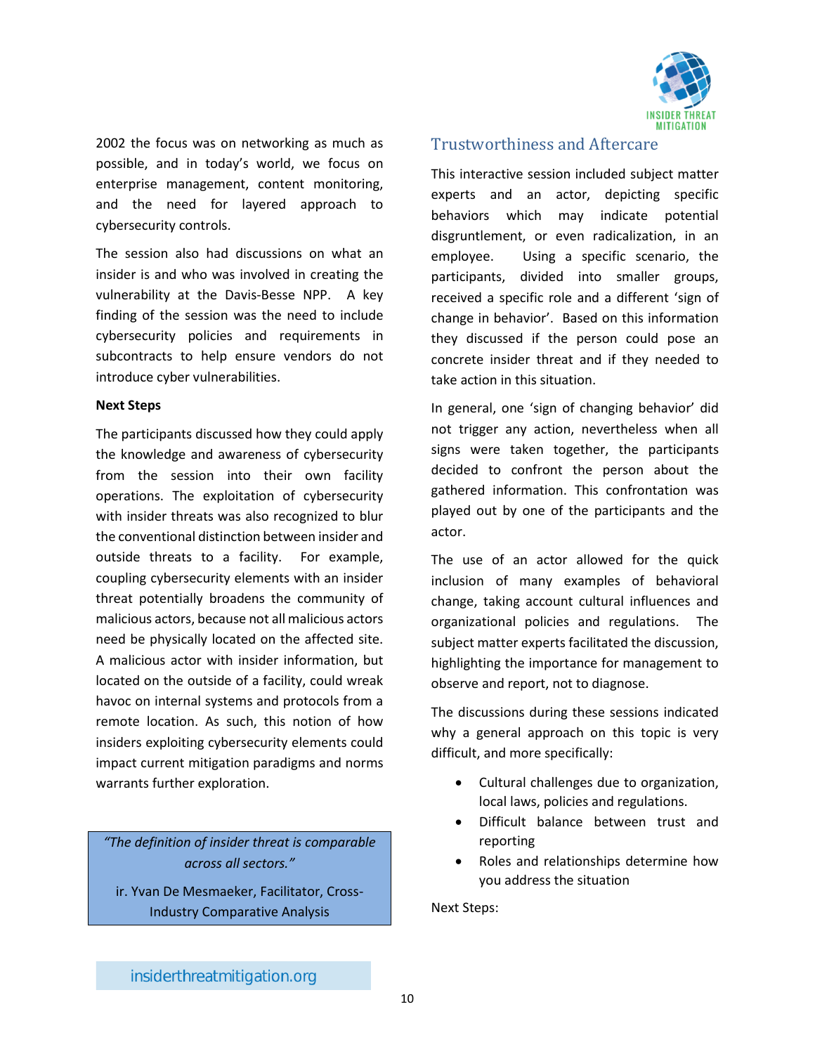2002 the focus was on networking as much as possible, and in today's world, we focus on enterprise management, content monitoring, and the need for layered approach to cybersecurity controls.

The session also had discussions on what an insider is and who was involved in creating the vulnerability at the Davis-Besse NPP. A key finding of the session was the need to include cybersecurity policies and requirements in subcontracts to help ensure vendors do not introduce cyber vulnerabilities.

**Next Steps**

The participants discussed how they could apply the knowledge and awareness of cybersecurity from the session into their own facility operations. The exploitation of cybersecurity with insider threats was also recognized to blur the conventional distinction between insider and outside threats to a facility. For example, coupling cybersecurity elements with an insider threat potentially broadens the community of malicious actors, because not all malicious actors need be physically located on the affected site. A malicious actor with insider information, but located on the outside of a facility, could wreak havoc on internal systems and protocols from a remote location. As such, this notion of how insiders exploiting cybersecurity elements could impact current mitigation paradigms and norms warrants further exploration.

> *"The definition of insider threat is comparable across all sectors."*
>
> ir. Yvan De Mesmaeker, Facilitator, Cross-Industry Comparative Analysis

## Trustworthiness and Aftercare

This interactive session included subject matter experts and an actor, depicting specific behaviors which may indicate potential disgruntlement, or even radicalization, in an employee. Using a specific scenario, the participants, divided into smaller groups, received a specific role and a different 'sign of change in behavior'. Based on this information they discussed if the person could pose an concrete insider threat and if they needed to take action in this situation.

In general, one 'sign of changing behavior' did not trigger any action, nevertheless when all signs were taken together, the participants decided to confront the person about the gathered information. This confrontation was played out by one of the participants and the actor.

The use of an actor allowed for the quick inclusion of many examples of behavioral change, taking account cultural influences and organizational policies and regulations. The subject matter experts facilitated the discussion, highlighting the importance for management to observe and report, not to diagnose.

The discussions during these sessions indicated why a general approach on this topic is very difficult, and more specifically:

- Cultural challenges due to organization, local laws, policies and regulations.
- Difficult balance between trust and reporting
- Roles and relationships determine how you address the situation

Next Steps: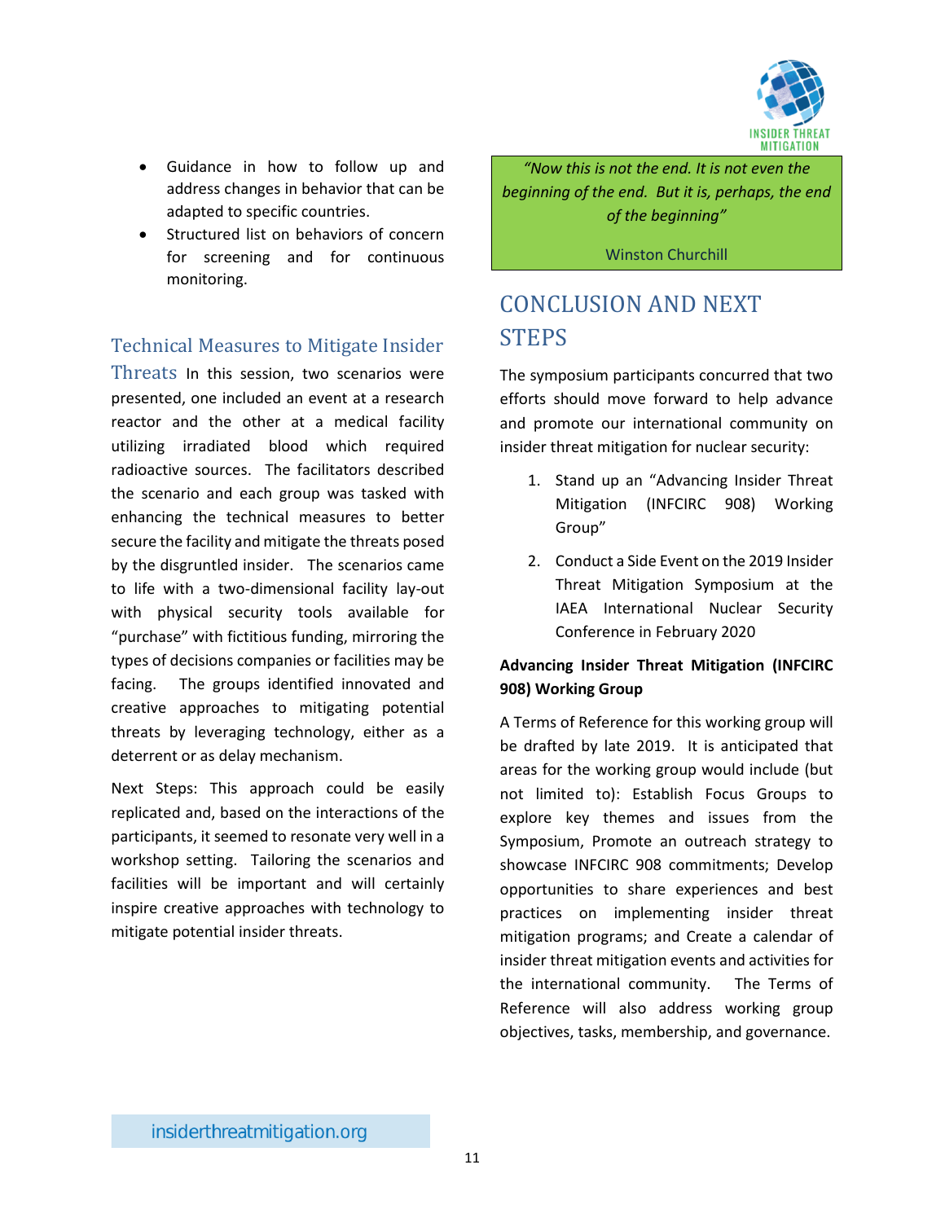- Guidance in how to follow up and address changes in behavior that can be adapted to specific countries.
- Structured list on behaviors of concern for screening and for continuous monitoring.

## Technical Measures to Mitigate Insider Threats

In this session, two scenarios were presented, one included an event at a research reactor and the other at a medical facility utilizing irradiated blood which required radioactive sources. The facilitators described the scenario and each group was tasked with enhancing the technical measures to better secure the facility and mitigate the threats posed by the disgruntled insider. The scenarios came to life with a two-dimensional facility lay-out with physical security tools available for "purchase" with fictitious funding, mirroring the types of decisions companies or facilities may be facing. The groups identified innovated and creative approaches to mitigating potential threats by leveraging technology, either as a deterrent or as delay mechanism.

Next Steps: This approach could be easily replicated and, based on the interactions of the participants, it seemed to resonate very well in a workshop setting. Tailoring the scenarios and facilities will be important and will certainly inspire creative approaches with technology to mitigate potential insider threats.

> *"Now this is not the end. It is not even the beginning of the end. But it is, perhaps, the end of the beginning"*
>
> Winston Churchill

# CONCLUSION AND NEXT STEPS

The symposium participants concurred that two efforts should move forward to help advance and promote our international community on insider threat mitigation for nuclear security:

1. Stand up an "Advancing Insider Threat Mitigation (INFCIRC 908) Working Group"
2. Conduct a Side Event on the 2019 Insider Threat Mitigation Symposium at the IAEA International Nuclear Security Conference in February 2020

**Advancing Insider Threat Mitigation (INFCIRC 908) Working Group**

A Terms of Reference for this working group will be drafted by late 2019. It is anticipated that areas for the working group would include (but not limited to): Establish Focus Groups to explore key themes and issues from the Symposium, Promote an outreach strategy to showcase INFCIRC 908 commitments; Develop opportunities to share experiences and best practices on implementing insider threat mitigation programs; and Create a calendar of insider threat mitigation events and activities for the international community. The Terms of Reference will also address working group objectives, tasks, membership, and governance.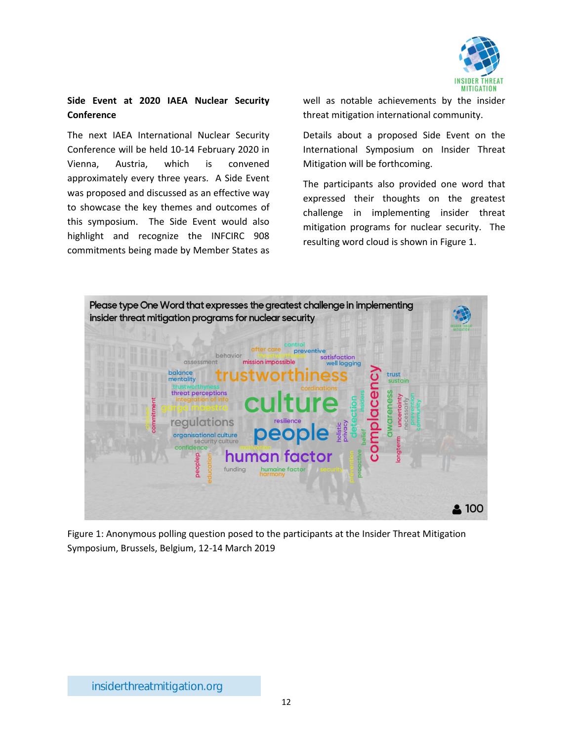**Side Event at 2020 IAEA Nuclear Security Conference**

The next IAEA International Nuclear Security Conference will be held 10-14 February 2020 in Vienna, Austria, which is convened approximately every three years. A Side Event was proposed and discussed as an effective way to showcase the key themes and outcomes of this symposium. The Side Event would also highlight and recognize the INFCIRC 908 commitments being made by Member States as well as notable achievements by the insider threat mitigation international community.

Details about a proposed Side Event on the International Symposium on Insider Threat Mitigation will be forthcoming.

The participants also provided one word that expressed their thoughts on the greatest challenge in implementing insider threat mitigation programs for nuclear security. The resulting word cloud is shown in Figure 1.

Figure 1: Anonymous polling question posed to the participants at the Insider Threat Mitigation Symposium, Brussels, Belgium, 12-14 March 2019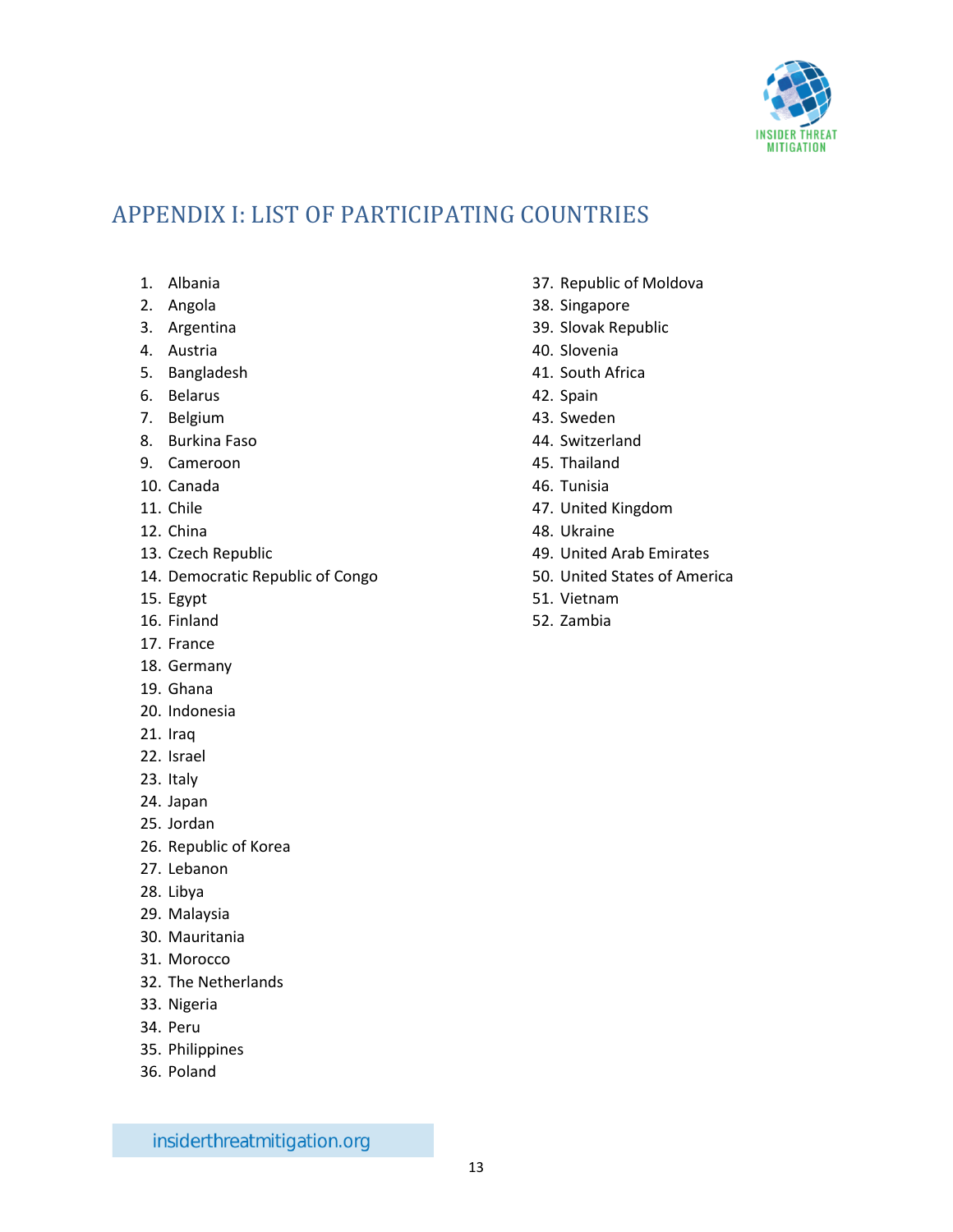## APPENDIX I: LIST OF PARTICIPATING COUNTRIES

1. Albania
2. Angola
3. Argentina
4. Austria
5. Bangladesh
6. Belarus
7. Belgium
8. Burkina Faso
9. Cameroon
10. Canada
11. Chile
12. China
13. Czech Republic
14. Democratic Republic of Congo
15. Egypt
16. Finland
17. France
18. Germany
19. Ghana
20. Indonesia
21. Iraq
22. Israel
23. Italy
24. Japan
25. Jordan
26. Republic of Korea
27. Lebanon
28. Libya
29. Malaysia
30. Mauritania
31. Morocco
32. The Netherlands
33. Nigeria
34. Peru
35. Philippines
36. Poland
37. Republic of Moldova
38. Singapore
39. Slovak Republic
40. Slovenia
41. South Africa
42. Spain
43. Sweden
44. Switzerland
45. Thailand
46. Tunisia
47. United Kingdom
48. Ukraine
49. United Arab Emirates
50. United States of America
51. Vietnam
52. Zambia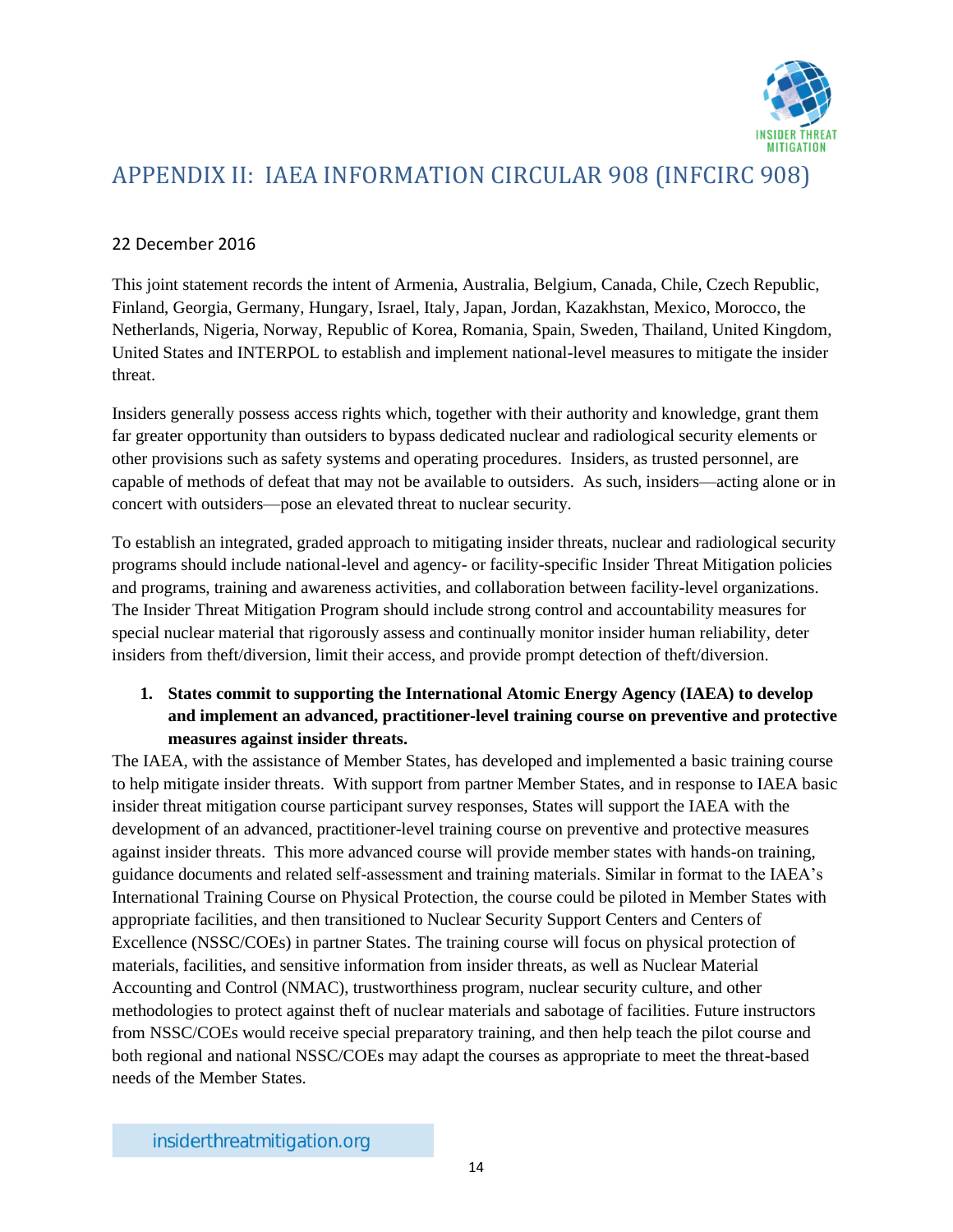# APPENDIX II: IAEA INFORMATION CIRCULAR 908 (INFCIRC 908)

22 December 2016

This joint statement records the intent of Armenia, Australia, Belgium, Canada, Chile, Czech Republic, Finland, Georgia, Germany, Hungary, Israel, Italy, Japan, Jordan, Kazakhstan, Mexico, Morocco, the Netherlands, Nigeria, Norway, Republic of Korea, Romania, Spain, Sweden, Thailand, United Kingdom, United States and INTERPOL to establish and implement national-level measures to mitigate the insider threat.

Insiders generally possess access rights which, together with their authority and knowledge, grant them far greater opportunity than outsiders to bypass dedicated nuclear and radiological security elements or other provisions such as safety systems and operating procedures. Insiders, as trusted personnel, are capable of methods of defeat that may not be available to outsiders. As such, insiders—acting alone or in concert with outsiders—pose an elevated threat to nuclear security.

To establish an integrated, graded approach to mitigating insider threats, nuclear and radiological security programs should include national-level and agency- or facility-specific Insider Threat Mitigation policies and programs, training and awareness activities, and collaboration between facility-level organizations. The Insider Threat Mitigation Program should include strong control and accountability measures for special nuclear material that rigorously assess and continually monitor insider human reliability, deter insiders from theft/diversion, limit their access, and provide prompt detection of theft/diversion.

1. **States commit to supporting the International Atomic Energy Agency (IAEA) to develop and implement an advanced, practitioner-level training course on preventive and protective measures against insider threats.**

The IAEA, with the assistance of Member States, has developed and implemented a basic training course to help mitigate insider threats. With support from partner Member States, and in response to IAEA basic insider threat mitigation course participant survey responses, States will support the IAEA with the development of an advanced, practitioner-level training course on preventive and protective measures against insider threats. This more advanced course will provide member states with hands-on training, guidance documents and related self-assessment and training materials. Similar in format to the IAEA's International Training Course on Physical Protection, the course could be piloted in Member States with appropriate facilities, and then transitioned to Nuclear Security Support Centers and Centers of Excellence (NSSC/COEs) in partner States. The training course will focus on physical protection of materials, facilities, and sensitive information from insider threats, as well as Nuclear Material Accounting and Control (NMAC), trustworthiness program, nuclear security culture, and other methodologies to protect against theft of nuclear materials and sabotage of facilities. Future instructors from NSSC/COEs would receive special preparatory training, and then help teach the pilot course and both regional and national NSSC/COEs may adapt the courses as appropriate to meet the threat-based needs of the Member States.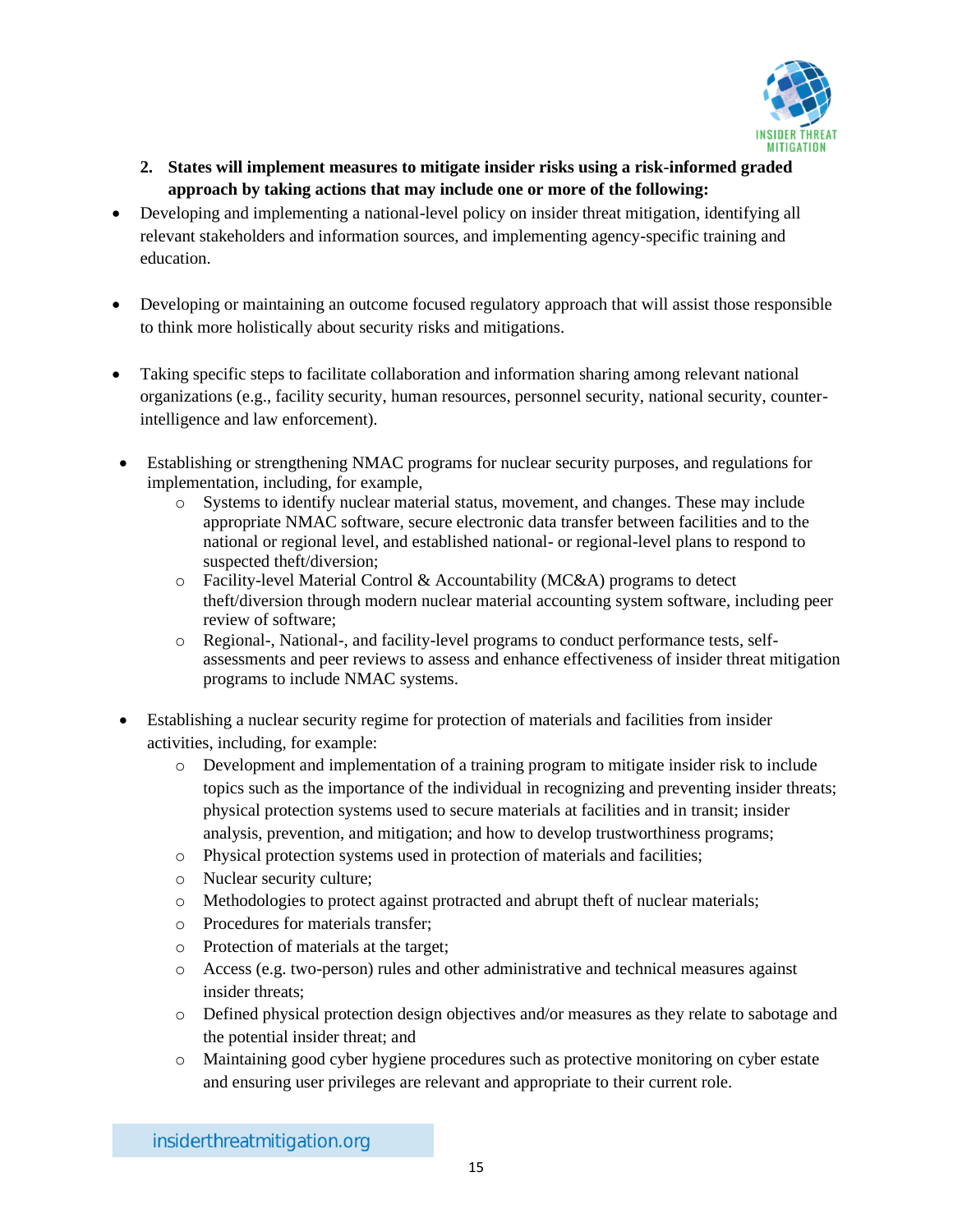**2. States will implement measures to mitigate insider risks using a risk-informed graded approach by taking actions that may include one or more of the following:**

- Developing and implementing a national-level policy on insider threat mitigation, identifying all relevant stakeholders and information sources, and implementing agency-specific training and education.

- Developing or maintaining an outcome focused regulatory approach that will assist those responsible to think more holistically about security risks and mitigations.

- Taking specific steps to facilitate collaboration and information sharing among relevant national organizations (e.g., facility security, human resources, personnel security, national security, counter-intelligence and law enforcement).

- Establishing or strengthening NMAC programs for nuclear security purposes, and regulations for implementation, including, for example,
  - Systems to identify nuclear material status, movement, and changes. These may include appropriate NMAC software, secure electronic data transfer between facilities and to the national or regional level, and established national- or regional-level plans to respond to suspected theft/diversion;
  - Facility-level Material Control & Accountability (MC&A) programs to detect theft/diversion through modern nuclear material accounting system software, including peer review of software;
  - Regional-, National-, and facility-level programs to conduct performance tests, self-assessments and peer reviews to assess and enhance effectiveness of insider threat mitigation programs to include NMAC systems.

- Establishing a nuclear security regime for protection of materials and facilities from insider activities, including, for example:
  - Development and implementation of a training program to mitigate insider risk to include topics such as the importance of the individual in recognizing and preventing insider threats; physical protection systems used to secure materials at facilities and in transit; insider analysis, prevention, and mitigation; and how to develop trustworthiness programs;
  - Physical protection systems used in protection of materials and facilities;
  - Nuclear security culture;
  - Methodologies to protect against protracted and abrupt theft of nuclear materials;
  - Procedures for materials transfer;
  - Protection of materials at the target;
  - Access (e.g. two-person) rules and other administrative and technical measures against insider threats;
  - Defined physical protection design objectives and/or measures as they relate to sabotage and the potential insider threat; and
  - Maintaining good cyber hygiene procedures such as protective monitoring on cyber estate and ensuring user privileges are relevant and appropriate to their current role.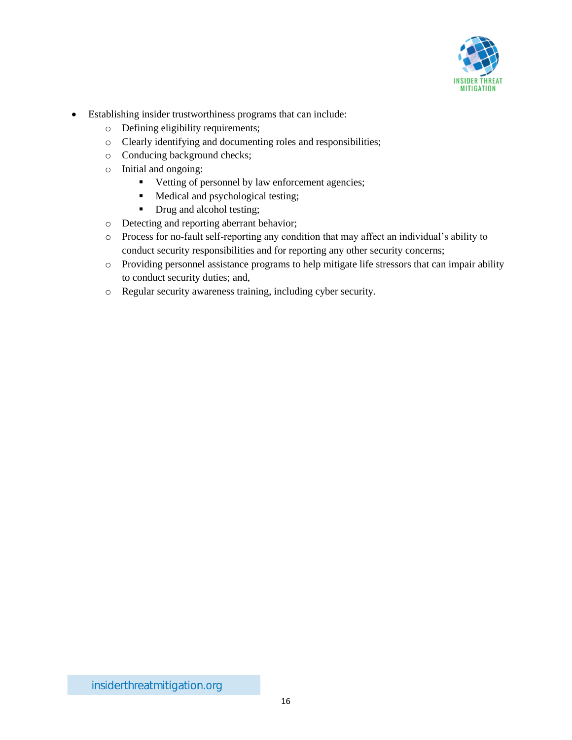- Establishing insider trustworthiness programs that can include:
  - Defining eligibility requirements;
  - Clearly identifying and documenting roles and responsibilities;
  - Conducing background checks;
  - Initial and ongoing:
    - Vetting of personnel by law enforcement agencies;
    - Medical and psychological testing;
    - Drug and alcohol testing;
  - Detecting and reporting aberrant behavior;
  - Process for no-fault self-reporting any condition that may affect an individual's ability to conduct security responsibilities and for reporting any other security concerns;
  - Providing personnel assistance programs to help mitigate life stressors that can impair ability to conduct security duties; and,
  - Regular security awareness training, including cyber security.